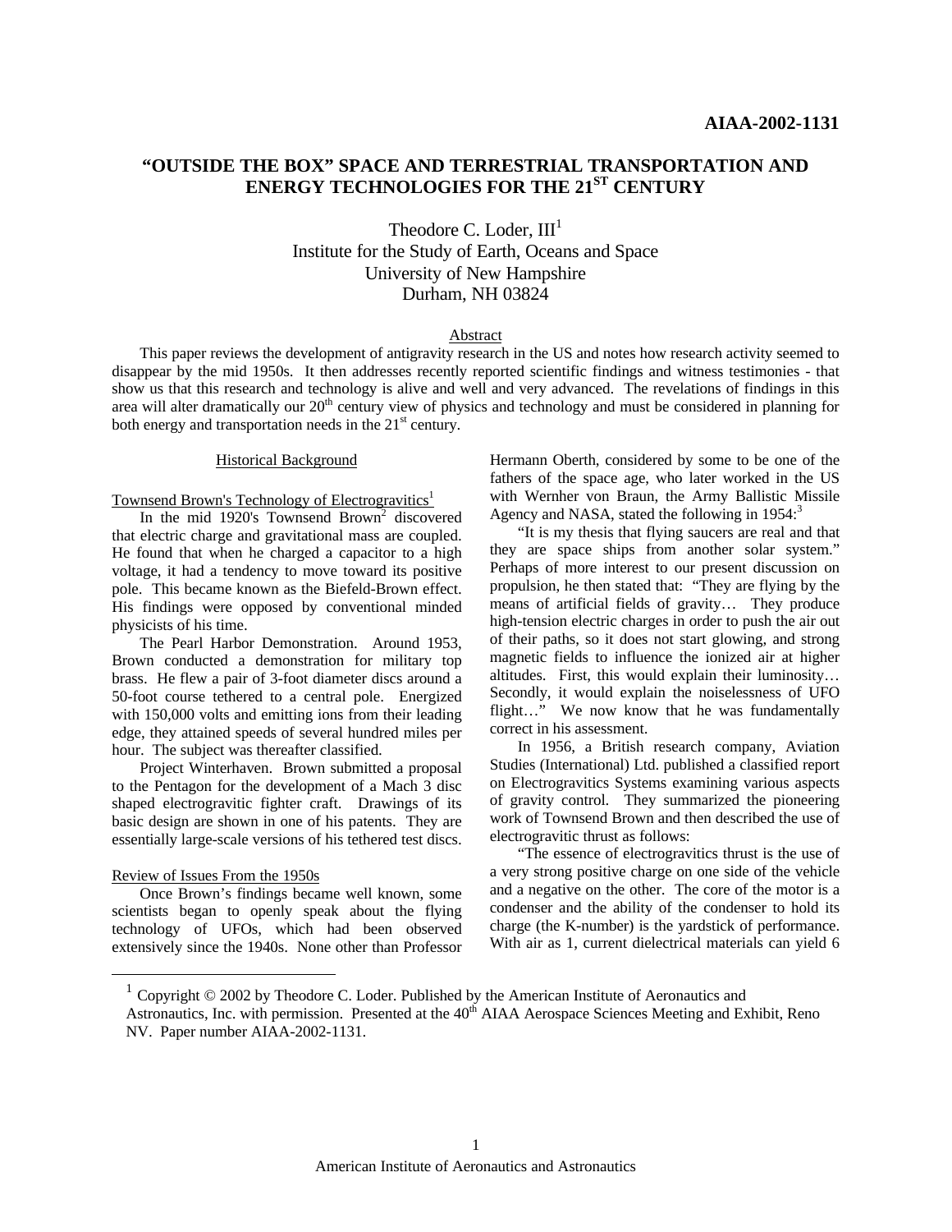AIAA-2002-1131

# "OUTSIDE THE BOX" SPACE AND TERRESTRIAL TRANSPORTATION AND ENERGY TECHNOLOGIES FOR THE 21ST CENTURY

Theodore C. Loder, III[1]
Institute for the Study of Earth, Oceans and Space
University of New Hampshire
Durham, NH 03824

## Abstract

This paper reviews the development of antigravity research in the US and notes how research activity seemed to disappear by the mid 1950s. It then addresses recently reported scientific findings and witness testimonies - that show us that this research and technology is alive and well and very advanced. The revelations of findings in this area will alter dramatically our 20th century view of physics and technology and must be considered in planning for both energy and transportation needs in the 21st century.

## Historical Background

### Townsend Brown's Technology of Electrogravitics[1]

In the mid 1920's Townsend Brown[2] discovered that electric charge and gravitational mass are coupled. He found that when he charged a capacitor to a high voltage, it had a tendency to move toward its positive pole. This became known as the Biefeld-Brown effect. His findings were opposed by conventional minded physicists of his time.

The Pearl Harbor Demonstration. Around 1953, Brown conducted a demonstration for military top brass. He flew a pair of 3-foot diameter discs around a 50-foot course tethered to a central pole. Energized with 150,000 volts and emitting ions from their leading edge, they attained speeds of several hundred miles per hour. The subject was thereafter classified.

Project Winterhaven. Brown submitted a proposal to the Pentagon for the development of a Mach 3 disc shaped electrogravitic fighter craft. Drawings of its basic design are shown in one of his patents. They are essentially large-scale versions of his tethered test discs.

### Review of Issues From the 1950s

Once Brown's findings became well known, some scientists began to openly speak about the flying technology of UFOs, which had been observed extensively since the 1940s. None other than Professor Hermann Oberth, considered by some to be one of the fathers of the space age, who later worked in the US with Wernher von Braun, the Army Ballistic Missile Agency and NASA, stated the following in 1954:[3]

"It is my thesis that flying saucers are real and that they are space ships from another solar system." Perhaps of more interest to our present discussion on propulsion, he then stated that: "They are flying by the means of artificial fields of gravity… They produce high-tension electric charges in order to push the air out of their paths, so it does not start glowing, and strong magnetic fields to influence the ionized air at higher altitudes. First, this would explain their luminosity… Secondly, it would explain the noiselessness of UFO flight…" We now know that he was fundamentally correct in his assessment.

In 1956, a British research company, Aviation Studies (International) Ltd. published a classified report on Electrogravitics Systems examining various aspects of gravity control. They summarized the pioneering work of Townsend Brown and then described the use of electrogravitic thrust as follows:

"The essence of electrogravitics thrust is the use of a very strong positive charge on one side of the vehicle and a negative on the other. The core of the motor is a condenser and the ability of the condenser to hold its charge (the K-number) is the yardstick of performance. With air as 1, current dielectrical materials can yield 6

---

[1] Copyright © 2002 by Theodore C. Loder. Published by the American Institute of Aeronautics and Astronautics, Inc. with permission. Presented at the 40th AIAA Aerospace Sciences Meeting and Exhibit, Reno NV. Paper number AIAA-2002-1131.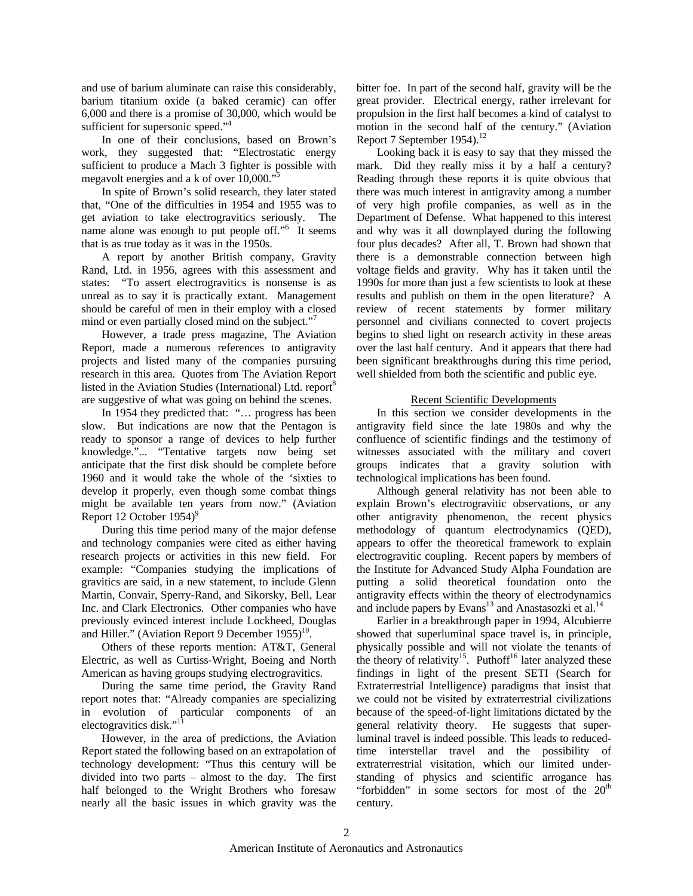and use of barium aluminate can raise this considerably, barium titanium oxide (a baked ceramic) can offer 6,000 and there is a promise of 30,000, which would be sufficient for supersonic speed."[4]

In one of their conclusions, based on Brown's work, they suggested that: "Electrostatic energy sufficient to produce a Mach 3 fighter is possible with megavolt energies and a k of over 10,000."[5]

In spite of Brown's solid research, they later stated that, "One of the difficulties in 1954 and 1955 was to get aviation to take electrogravitics seriously. The name alone was enough to put people off."[6] It seems that is as true today as it was in the 1950s.

A report by another British company, Gravity Rand, Ltd. in 1956, agrees with this assessment and states: "To assert electrogravitics is nonsense is as unreal as to say it is practically extant. Management should be careful of men in their employ with a closed mind or even partially closed mind on the subject."[7]

However, a trade press magazine, The Aviation Report, made a numerous references to antigravity projects and listed many of the companies pursuing research in this area. Quotes from The Aviation Report listed in the Aviation Studies (International) Ltd. report[8] are suggestive of what was going on behind the scenes.

In 1954 they predicted that: "… progress has been slow. But indications are now that the Pentagon is ready to sponsor a range of devices to help further knowledge."... "Tentative targets now being set anticipate that the first disk should be complete before 1960 and it would take the whole of the 'sixties to develop it properly, even though some combat things might be available ten years from now." (Aviation Report 12 October 1954)[9]

During this time period many of the major defense and technology companies were cited as either having research projects or activities in this new field. For example: "Companies studying the implications of gravitics are said, in a new statement, to include Glenn Martin, Convair, Sperry-Rand, and Sikorsky, Bell, Lear Inc. and Clark Electronics. Other companies who have previously evinced interest include Lockheed, Douglas and Hiller." (Aviation Report 9 December 1955)[10].

Others of these reports mention: AT&T, General Electric, as well as Curtiss-Wright, Boeing and North American as having groups studying electrogravitics.

During the same time period, the Gravity Rand report notes that: "Already companies are specializing in evolution of particular components of an electogravitics disk."[11]

However, in the area of predictions, the Aviation Report stated the following based on an extrapolation of technology development: "Thus this century will be divided into two parts – almost to the day. The first half belonged to the Wright Brothers who foresaw nearly all the basic issues in which gravity was the bitter foe. In part of the second half, gravity will be the great provider. Electrical energy, rather irrelevant for propulsion in the first half becomes a kind of catalyst to motion in the second half of the century." (Aviation Report 7 September 1954).[12]

Looking back it is easy to say that they missed the mark. Did they really miss it by a half a century? Reading through these reports it is quite obvious that there was much interest in antigravity among a number of very high profile companies, as well as in the Department of Defense. What happened to this interest and why was it all downplayed during the following four plus decades? After all, T. Brown had shown that there is a demonstrable connection between high voltage fields and gravity. Why has it taken until the 1990s for more than just a few scientists to look at these results and publish on them in the open literature? A review of recent statements by former military personnel and civilians connected to covert projects begins to shed light on research activity in these areas over the last half century. And it appears that there had been significant breakthroughs during this time period, well shielded from both the scientific and public eye.

## Recent Scientific Developments

In this section we consider developments in the antigravity field since the late 1980s and why the confluence of scientific findings and the testimony of witnesses associated with the military and covert groups indicates that a gravity solution with technological implications has been found.

Although general relativity has not been able to explain Brown's electrogravitic observations, or any other antigravity phenomenon, the recent physics methodology of quantum electrodynamics (QED), appears to offer the theoretical framework to explain electrogravitic coupling. Recent papers by members of the Institute for Advanced Study Alpha Foundation are putting a solid theoretical foundation onto the antigravity effects within the theory of electrodynamics and include papers by Evans[13] and Anastasozki et al.[14]

Earlier in a breakthrough paper in 1994, Alcubierre showed that superluminal space travel is, in principle, physically possible and will not violate the tenants of the theory of relativity[15]. Puthoff[16] later analyzed these findings in light of the present SETI (Search for Extraterrestrial Intelligence) paradigms that insist that we could not be visited by extraterrestrial civilizations because of the speed-of-light limitations dictated by the general relativity theory. He suggests that super-luminal travel is indeed possible. This leads to reduced-time interstellar travel and the possibility of extraterrestrial visitation, which our limited under-standing of physics and scientific arrogance has "forbidden" in some sectors for most of the 20th century.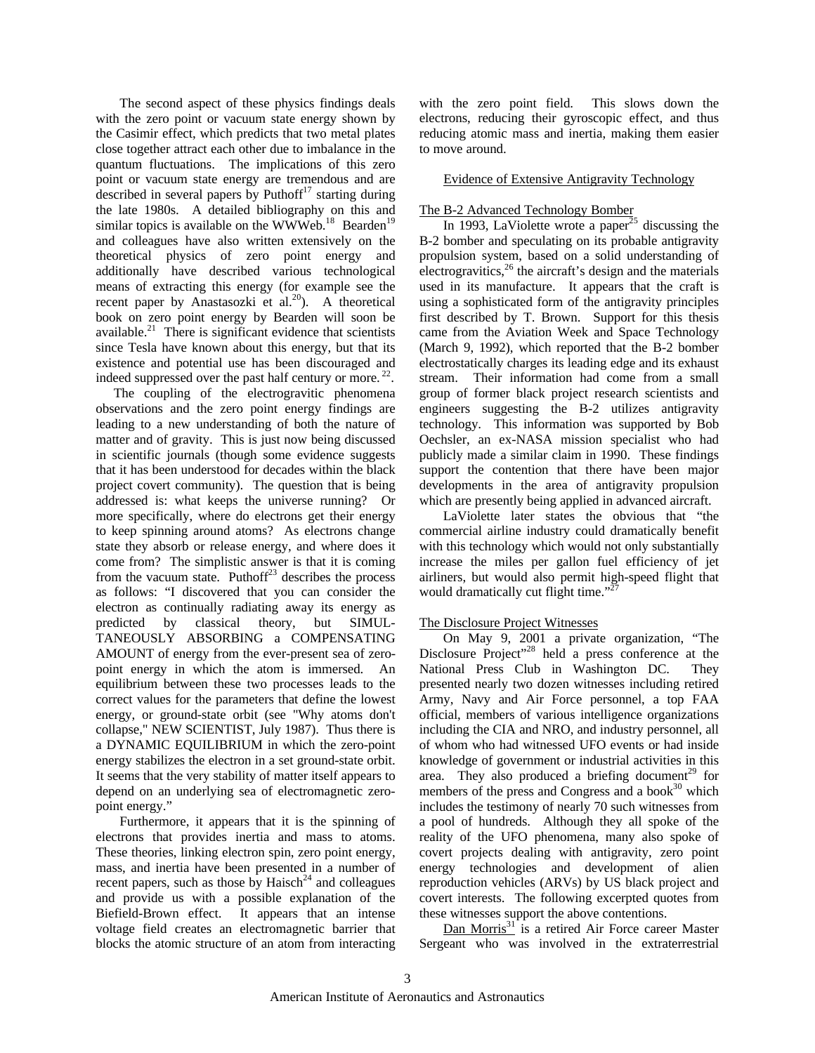The second aspect of these physics findings deals with the zero point or vacuum state energy shown by the Casimir effect, which predicts that two metal plates close together attract each other due to imbalance in the quantum fluctuations. The implications of this zero point or vacuum state energy are tremendous and are described in several papers by Puthoff[17] starting during the late 1980s. A detailed bibliography on this and similar topics is available on the WWWeb.[18] Bearden[19] and colleagues have also written extensively on the theoretical physics of zero point energy and additionally have described various technological means of extracting this energy (for example see the recent paper by Anastasozki et al.[20]). A theoretical book on zero point energy by Bearden will soon be available.[21] There is significant evidence that scientists since Tesla have known about this energy, but that its existence and potential use has been discouraged and indeed suppressed over the past half century or more.[22].

The coupling of the electrogravitic phenomena observations and the zero point energy findings are leading to a new understanding of both the nature of matter and of gravity. This is just now being discussed in scientific journals (though some evidence suggests that it has been understood for decades within the black project covert community). The question that is being addressed is: what keeps the universe running? Or more specifically, where do electrons get their energy to keep spinning around atoms? As electrons change state they absorb or release energy, and where does it come from? The simplistic answer is that it is coming from the vacuum state. Puthoff[23] describes the process as follows: "I discovered that you can consider the electron as continually radiating away its energy as predicted by classical theory, but SIMUL-TANEOUSLY ABSORBING a COMPENSATING AMOUNT of energy from the ever-present sea of zero-point energy in which the atom is immersed. An equilibrium between these two processes leads to the correct values for the parameters that define the lowest energy, or ground-state orbit (see "Why atoms don't collapse," NEW SCIENTIST, July 1987). Thus there is a DYNAMIC EQUILIBRIUM in which the zero-point energy stabilizes the electron in a set ground-state orbit. It seems that the very stability of matter itself appears to depend on an underlying sea of electromagnetic zero-point energy."

Furthermore, it appears that it is the spinning of electrons that provides inertia and mass to atoms. These theories, linking electron spin, zero point energy, mass, and inertia have been presented in a number of recent papers, such as those by Haisch[24] and colleagues and provide us with a possible explanation of the Biefield-Brown effect. It appears that an intense voltage field creates an electromagnetic barrier that blocks the atomic structure of an atom from interacting with the zero point field. This slows down the electrons, reducing their gyroscopic effect, and thus reducing atomic mass and inertia, making them easier to move around.

## Evidence of Extensive Antigravity Technology

### The B-2 Advanced Technology Bomber

In 1993, LaViolette wrote a paper[25] discussing the B-2 bomber and speculating on its probable antigravity propulsion system, based on a solid understanding of electrogravitics,[26] the aircraft's design and the materials used in its manufacture. It appears that the craft is using a sophisticated form of the antigravity principles first described by T. Brown. Support for this thesis came from the Aviation Week and Space Technology (March 9, 1992), which reported that the B-2 bomber electrostatically charges its leading edge and its exhaust stream. Their information had come from a small group of former black project research scientists and engineers suggesting the B-2 utilizes antigravity technology. This information was supported by Bob Oechsler, an ex-NASA mission specialist who had publicly made a similar claim in 1990. These findings support the contention that there have been major developments in the area of antigravity propulsion which are presently being applied in advanced aircraft.

LaViolette later states the obvious that "the commercial airline industry could dramatically benefit with this technology which would not only substantially increase the miles per gallon fuel efficiency of jet airliners, but would also permit high-speed flight that would dramatically cut flight time."[27]

### The Disclosure Project Witnesses

On May 9, 2001 a private organization, "The Disclosure Project"[28] held a press conference at the National Press Club in Washington DC. They presented nearly two dozen witnesses including retired Army, Navy and Air Force personnel, a top FAA official, members of various intelligence organizations including the CIA and NRO, and industry personnel, all of whom who had witnessed UFO events or had inside knowledge of government or industrial activities in this area. They also produced a briefing document[29] for members of the press and Congress and a book[30] which includes the testimony of nearly 70 such witnesses from a pool of hundreds. Although they all spoke of the reality of the UFO phenomena, many also spoke of covert projects dealing with antigravity, zero point energy technologies and development of alien reproduction vehicles (ARVs) by US black project and covert interests. The following excerpted quotes from these witnesses support the above contentions.

Dan Morris[31] is a retired Air Force career Master Sergeant who was involved in the extraterrestrial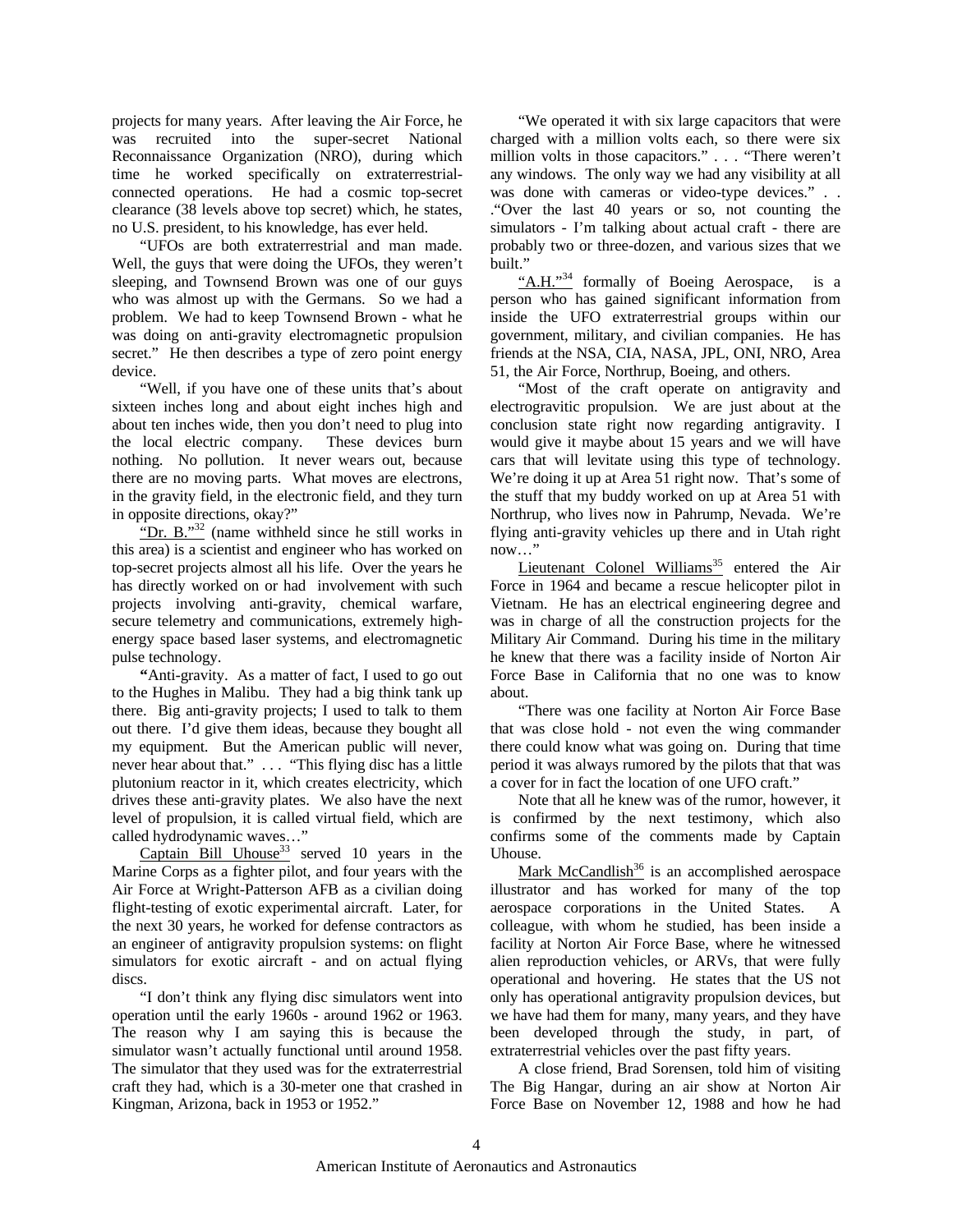projects for many years. After leaving the Air Force, he was recruited into the super-secret National Reconnaissance Organization (NRO), during which time he worked specifically on extraterrestrial-connected operations. He had a cosmic top-secret clearance (38 levels above top secret) which, he states, no U.S. president, to his knowledge, has ever held.

"UFOs are both extraterrestrial and man made. Well, the guys that were doing the UFOs, they weren't sleeping, and Townsend Brown was one of our guys who was almost up with the Germans. So we had a problem. We had to keep Townsend Brown - what he was doing on anti-gravity electromagnetic propulsion secret." He then describes a type of zero point energy device.

"Well, if you have one of these units that's about sixteen inches long and about eight inches high and about ten inches wide, then you don't need to plug into the local electric company. These devices burn nothing. No pollution. It never wears out, because there are no moving parts. What moves are electrons, in the gravity field, in the electronic field, and they turn in opposite directions, okay?"

"Dr. B."[32] (name withheld since he still works in this area) is a scientist and engineer who has worked on top-secret projects almost all his life. Over the years he has directly worked on or had involvement with such projects involving anti-gravity, chemical warfare, secure telemetry and communications, extremely high-energy space based laser systems, and electromagnetic pulse technology.

**"**Anti-gravity. As a matter of fact, I used to go out to the Hughes in Malibu. They had a big think tank up there. Big anti-gravity projects; I used to talk to them out there. I'd give them ideas, because they bought all my equipment. But the American public will never, never hear about that." . . . "This flying disc has a little plutonium reactor in it, which creates electricity, which drives these anti-gravity plates. We also have the next level of propulsion, it is called virtual field, which are called hydrodynamic waves…"

Captain Bill Uhouse[33] served 10 years in the Marine Corps as a fighter pilot, and four years with the Air Force at Wright-Patterson AFB as a civilian doing flight-testing of exotic experimental aircraft. Later, for the next 30 years, he worked for defense contractors as an engineer of antigravity propulsion systems: on flight simulators for exotic aircraft - and on actual flying discs.

"I don't think any flying disc simulators went into operation until the early 1960s - around 1962 or 1963. The reason why I am saying this is because the simulator wasn't actually functional until around 1958. The simulator that they used was for the extraterrestrial craft they had, which is a 30-meter one that crashed in Kingman, Arizona, back in 1953 or 1952."

"We operated it with six large capacitors that were charged with a million volts each, so there were six million volts in those capacitors." . . . "There weren't any windows. The only way we had any visibility at all was done with cameras or video-type devices." . . ."Over the last 40 years or so, not counting the simulators - I'm talking about actual craft - there are probably two or three-dozen, and various sizes that we built."

"A.H."[34] formally of Boeing Aerospace, is a person who has gained significant information from inside the UFO extraterrestrial groups within our government, military, and civilian companies. He has friends at the NSA, CIA, NASA, JPL, ONI, NRO, Area 51, the Air Force, Northrup, Boeing, and others.

"Most of the craft operate on antigravity and electrogravitic propulsion. We are just about at the conclusion state right now regarding antigravity. I would give it maybe about 15 years and we will have cars that will levitate using this type of technology. We're doing it up at Area 51 right now. That's some of the stuff that my buddy worked on up at Area 51 with Northrup, who lives now in Pahrump, Nevada. We're flying anti-gravity vehicles up there and in Utah right now…"

Lieutenant Colonel Williams[35] entered the Air Force in 1964 and became a rescue helicopter pilot in Vietnam. He has an electrical engineering degree and was in charge of all the construction projects for the Military Air Command. During his time in the military he knew that there was a facility inside of Norton Air Force Base in California that no one was to know about.

"There was one facility at Norton Air Force Base that was close hold - not even the wing commander there could know what was going on. During that time period it was always rumored by the pilots that that was a cover for in fact the location of one UFO craft."

Note that all he knew was of the rumor, however, it is confirmed by the next testimony, which also confirms some of the comments made by Captain Uhouse.

Mark McCandlish[36] is an accomplished aerospace illustrator and has worked for many of the top aerospace corporations in the United States. A colleague, with whom he studied, has been inside a facility at Norton Air Force Base, where he witnessed alien reproduction vehicles, or ARVs, that were fully operational and hovering. He states that the US not only has operational antigravity propulsion devices, but we have had them for many, many years, and they have been developed through the study, in part, of extraterrestrial vehicles over the past fifty years.

A close friend, Brad Sorensen, told him of visiting The Big Hangar, during an air show at Norton Air Force Base on November 12, 1988 and how he had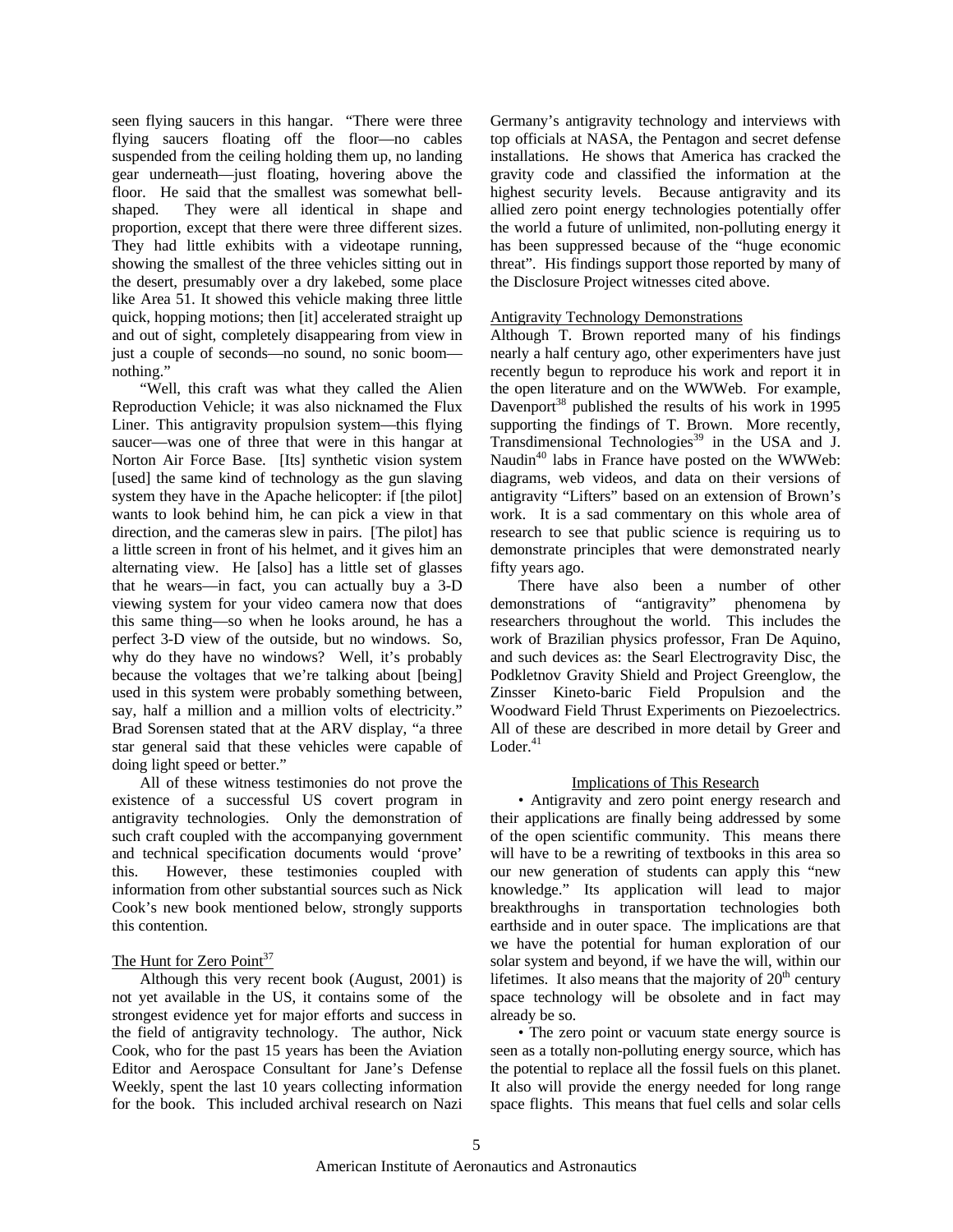seen flying saucers in this hangar. "There were three flying saucers floating off the floor—no cables suspended from the ceiling holding them up, no landing gear underneath—just floating, hovering above the floor. He said that the smallest was somewhat bell-shaped. They were all identical in shape and proportion, except that there were three different sizes. They had little exhibits with a videotape running, showing the smallest of the three vehicles sitting out in the desert, presumably over a dry lakebed, some place like Area 51. It showed this vehicle making three little quick, hopping motions; then [it] accelerated straight up and out of sight, completely disappearing from view in just a couple of seconds—no sound, no sonic boom—nothing."

"Well, this craft was what they called the Alien Reproduction Vehicle; it was also nicknamed the Flux Liner. This antigravity propulsion system—this flying saucer—was one of three that were in this hangar at Norton Air Force Base. [Its] synthetic vision system [used] the same kind of technology as the gun slaving system they have in the Apache helicopter: if [the pilot] wants to look behind him, he can pick a view in that direction, and the cameras slew in pairs. [The pilot] has a little screen in front of his helmet, and it gives him an alternating view. He [also] has a little set of glasses that he wears—in fact, you can actually buy a 3-D viewing system for your video camera now that does this same thing—so when he looks around, he has a perfect 3-D view of the outside, but no windows. So, why do they have no windows? Well, it's probably because the voltages that we're talking about [being] used in this system were probably something between, say, half a million and a million volts of electricity." Brad Sorensen stated that at the ARV display, "a three star general said that these vehicles were capable of doing light speed or better."

All of these witness testimonies do not prove the existence of a successful US covert program in antigravity technologies. Only the demonstration of such craft coupled with the accompanying government and technical specification documents would 'prove' this. However, these testimonies coupled with information from other substantial sources such as Nick Cook's new book mentioned below, strongly supports this contention.

## The Hunt for Zero Point[37]

Although this very recent book (August, 2001) is not yet available in the US, it contains some of the strongest evidence yet for major efforts and success in the field of antigravity technology. The author, Nick Cook, who for the past 15 years has been the Aviation Editor and Aerospace Consultant for Jane's Defense Weekly, spent the last 10 years collecting information for the book. This included archival research on Nazi Germany's antigravity technology and interviews with top officials at NASA, the Pentagon and secret defense installations. He shows that America has cracked the gravity code and classified the information at the highest security levels. Because antigravity and its allied zero point energy technologies potentially offer the world a future of unlimited, non-polluting energy it has been suppressed because of the "huge economic threat". His findings support those reported by many of the Disclosure Project witnesses cited above.

## Antigravity Technology Demonstrations

Although T. Brown reported many of his findings nearly a half century ago, other experimenters have just recently begun to reproduce his work and report it in the open literature and on the WWWeb. For example, Davenport[38] published the results of his work in 1995 supporting the findings of T. Brown. More recently, Transdimensional Technologies[39] in the USA and J. Naudin[40] labs in France have posted on the WWWeb: diagrams, web videos, and data on their versions of antigravity "Lifters" based on an extension of Brown's work. It is a sad commentary on this whole area of research to see that public science is requiring us to demonstrate principles that were demonstrated nearly fifty years ago.

There have also been a number of other demonstrations of "antigravity" phenomena by researchers throughout the world. This includes the work of Brazilian physics professor, Fran De Aquino, and such devices as: the Searl Electrogravity Disc, the Podkletnov Gravity Shield and Project Greenglow, the Zinsser Kineto-baric Field Propulsion and the Woodward Field Thrust Experiments on Piezoelectrics. All of these are described in more detail by Greer and Loder.[41]

## Implications of This Research

• Antigravity and zero point energy research and their applications are finally being addressed by some of the open scientific community. This means there will have to be a rewriting of textbooks in this area so our new generation of students can apply this "new knowledge." Its application will lead to major breakthroughs in transportation technologies both earthside and in outer space. The implications are that we have the potential for human exploration of our solar system and beyond, if we have the will, within our lifetimes. It also means that the majority of 20th century space technology will be obsolete and in fact may already be so.

• The zero point or vacuum state energy source is seen as a totally non-polluting energy source, which has the potential to replace all the fossil fuels on this planet. It also will provide the energy needed for long range space flights. This means that fuel cells and solar cells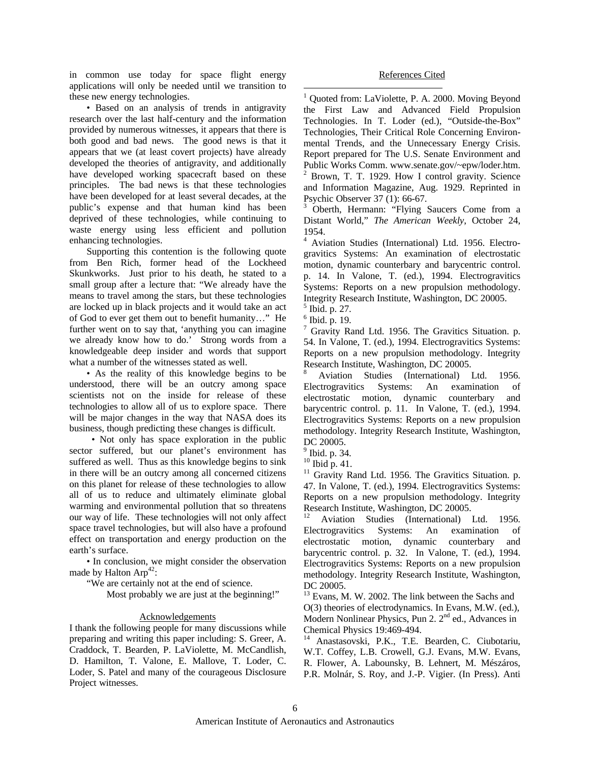in common use today for space flight energy applications will only be needed until we transition to these new energy technologies.

• Based on an analysis of trends in antigravity research over the last half-century and the information provided by numerous witnesses, it appears that there is both good and bad news. The good news is that it appears that we (at least covert projects) have already developed the theories of antigravity, and additionally have developed working spacecraft based on these principles. The bad news is that these technologies have been developed for at least several decades, at the public's expense and that human kind has been deprived of these technologies, while continuing to waste energy using less efficient and pollution enhancing technologies.

Supporting this contention is the following quote from Ben Rich, former head of the Lockheed Skunkworks. Just prior to his death, he stated to a small group after a lecture that: "We already have the means to travel among the stars, but these technologies are locked up in black projects and it would take an act of God to ever get them out to benefit humanity…" He further went on to say that, 'anything you can imagine we already know how to do.' Strong words from a knowledgeable deep insider and words that support what a number of the witnesses stated as well.

• As the reality of this knowledge begins to be understood, there will be an outcry among space scientists not on the inside for release of these technologies to allow all of us to explore space. There will be major changes in the way that NASA does its business, though predicting these changes is difficult.

• Not only has space exploration in the public sector suffered, but our planet's environment has suffered as well. Thus as this knowledge begins to sink in there will be an outcry among all concerned citizens on this planet for release of these technologies to allow all of us to reduce and ultimately eliminate global warming and environmental pollution that so threatens our way of life. These technologies will not only affect space travel technologies, but will also have a profound effect on transportation and energy production on the earth's surface.

• In conclusion, we might consider the observation made by Halton Arp[42]:

"We are certainly not at the end of science.
Most probably we are just at the beginning!"

## Acknowledgements

I thank the following people for many discussions while preparing and writing this paper including: S. Greer, A. Craddock, T. Bearden, P. LaViolette, M. McCandlish, D. Hamilton, T. Valone, E. Mallove, T. Loder, C. Loder, S. Patel and many of the courageous Disclosure Project witnesses.

## References Cited

[1] Quoted from: LaViolette, P. A. 2000. Moving Beyond the First Law and Advanced Field Propulsion Technologies. In T. Loder (ed.), "Outside-the-Box" Technologies, Their Critical Role Concerning Environmental Trends, and the Unnecessary Energy Crisis. Report prepared for The U.S. Senate Environment and Public Works Comm. www.senate.gov/~epw/loder.htm.

[2] Brown, T. T. 1929. How I control gravity. Science and Information Magazine, Aug. 1929. Reprinted in Psychic Observer 37 (1): 66-67.

[3] Oberth, Hermann: "Flying Saucers Come from a Distant World," *The American Weekly*, October 24, 1954.

[4] Aviation Studies (International) Ltd. 1956. Electrogravitics Systems: An examination of electrostatic motion, dynamic counterbary and barycentric control. p. 14. In Valone, T. (ed.), 1994. Electrogravitics Systems: Reports on a new propulsion methodology. Integrity Research Institute, Washington, DC 20005.

[5] Ibid. p. 27.

[6] Ibid. p. 19.

[7] Gravity Rand Ltd. 1956. The Gravitics Situation. p. 54. In Valone, T. (ed.), 1994. Electrogravitics Systems: Reports on a new propulsion methodology. Integrity Research Institute, Washington, DC 20005.

[8] Aviation Studies (International) Ltd. 1956. Electrogravitics Systems: An examination of electrostatic motion, dynamic counterbary and barycentric control. p. 11. In Valone, T. (ed.), 1994. Electrogravitics Systems: Reports on a new propulsion methodology. Integrity Research Institute, Washington, DC 20005.

[9] Ibid. p. 34.

[10] Ibid p. 41.

[11] Gravity Rand Ltd. 1956. The Gravitics Situation. p. 47. In Valone, T. (ed.), 1994. Electrogravitics Systems: Reports on a new propulsion methodology. Integrity Research Institute, Washington, DC 20005.

[12] Aviation Studies (International) Ltd. 1956. Electrogravitics Systems: An examination of electrostatic motion, dynamic counterbary and barycentric control. p. 32. In Valone, T. (ed.), 1994. Electrogravitics Systems: Reports on a new propulsion methodology. Integrity Research Institute, Washington, DC 20005.

[13] Evans, M. W. 2002. The link between the Sachs and O(3) theories of electrodynamics. In Evans, M.W. (ed.), Modern Nonlinear Physics, Pun 2. 2nd ed., Advances in Chemical Physics 19:469-494.

[14] Anastasovski, P.K., T.E. Bearden, C. Ciubotariu, W.T. Coffey, L.B. Crowell, G.J. Evans, M.W. Evans, R. Flower, A. Labounsky, B. Lehnert, M. Mészáros, P.R. Molnár, S. Roy, and J.-P. Vigier. (In Press). Anti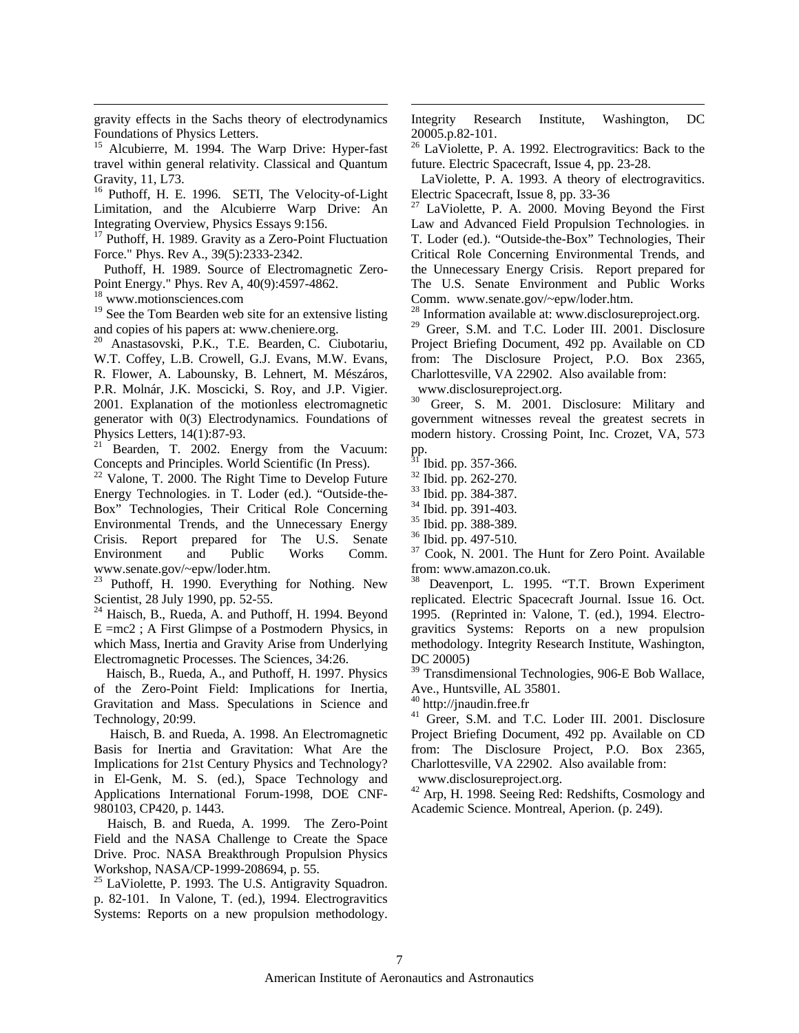gravity effects in the Sachs theory of electrodynamics Foundations of Physics Letters.

[15] Alcubierre, M. 1994. The Warp Drive: Hyper-fast travel within general relativity. Classical and Quantum Gravity, 11, L73.

[16] Puthoff, H. E. 1996. SETI, The Velocity-of-Light Limitation, and the Alcubierre Warp Drive: An Integrating Overview, Physics Essays 9:156.

[17] Puthoff, H. 1989. Gravity as a Zero-Point Fluctuation Force." Phys. Rev A., 39(5):2333-2342.

Puthoff, H. 1989. Source of Electromagnetic Zero-Point Energy." Phys. Rev A, 40(9):4597-4862.

[18] www.motionsciences.com

[19] See the Tom Bearden web site for an extensive listing and copies of his papers at: www.cheniere.org.

[20] Anastasovski, P.K., T.E. Bearden, C. Ciubotariu, W.T. Coffey, L.B. Crowell, G.J. Evans, M.W. Evans, R. Flower, A. Labounsky, B. Lehnert, M. Mészáros, P.R. Molnár, J.K. Moscicki, S. Roy, and J.P. Vigier. 2001. Explanation of the motionless electromagnetic generator with 0(3) Electrodynamics. Foundations of Physics Letters, 14(1):87-93.

[21] Bearden, T. 2002. Energy from the Vacuum: Concepts and Principles. World Scientific (In Press).

[22] Valone, T. 2000. The Right Time to Develop Future Energy Technologies. in T. Loder (ed.). "Outside-the-Box" Technologies, Their Critical Role Concerning Environmental Trends, and the Unnecessary Energy Crisis. Report prepared for The U.S. Senate Environment and Public Works Comm. www.senate.gov/~epw/loder.htm.

[23] Puthoff, H. 1990. Everything for Nothing. New Scientist, 28 July 1990, pp. 52-55.

[24] Haisch, B., Rueda, A. and Puthoff, H. 1994. Beyond E =mc2 ; A First Glimpse of a Postmodern Physics, in which Mass, Inertia and Gravity Arise from Underlying Electromagnetic Processes. The Sciences, 34:26.

Haisch, B., Rueda, A., and Puthoff, H. 1997. Physics of the Zero-Point Field: Implications for Inertia, Gravitation and Mass. Speculations in Science and Technology, 20:99.

Haisch, B. and Rueda, A. 1998. An Electromagnetic Basis for Inertia and Gravitation: What Are the Implications for 21st Century Physics and Technology? in El-Genk, M. S. (ed.), Space Technology and Applications International Forum-1998, DOE CNF-980103, CP420, p. 1443.

Haisch, B. and Rueda, A. 1999. The Zero-Point Field and the NASA Challenge to Create the Space Drive. Proc. NASA Breakthrough Propulsion Physics Workshop, NASA/CP-1999-208694, p. 55.

[25] LaViolette, P. 1993. The U.S. Antigravity Squadron. p. 82-101. In Valone, T. (ed.), 1994. Electrogravitics Systems: Reports on a new propulsion methodology. Integrity Research Institute, Washington, DC 20005.p.82-101.

[26] LaViolette, P. A. 1992. Electrogravitics: Back to the future. Electric Spacecraft, Issue 4, pp. 23-28.

LaViolette, P. A. 1993. A theory of electrogravitics. Electric Spacecraft, Issue 8, pp. 33-36

[27] LaViolette, P. A. 2000. Moving Beyond the First Law and Advanced Field Propulsion Technologies. in T. Loder (ed.). "Outside-the-Box" Technologies, Their Critical Role Concerning Environmental Trends, and the Unnecessary Energy Crisis. Report prepared for The U.S. Senate Environment and Public Works Comm. www.senate.gov/~epw/loder.htm.

[28] Information available at: www.disclosureproject.org.

[29] Greer, S.M. and T.C. Loder III. 2001. Disclosure Project Briefing Document, 492 pp. Available on CD from: The Disclosure Project, P.O. Box 2365, Charlottesville, VA 22902. Also available from: www.disclosureproject.org.

[30] Greer, S. M. 2001. Disclosure: Military and government witnesses reveal the greatest secrets in modern history. Crossing Point, Inc. Crozet, VA, 573 pp.

[31] Ibid. pp. 357-366.

[32] Ibid. pp. 262-270.

[33] Ibid. pp. 384-387.

[34] Ibid. pp. 391-403.

[35] Ibid. pp. 388-389.

[36] Ibid. pp. 497-510.

[37] Cook, N. 2001. The Hunt for Zero Point. Available from: www.amazon.co.uk.

[38] Deavenport, L. 1995. "T.T. Brown Experiment replicated. Electric Spacecraft Journal. Issue 16. Oct. 1995. (Reprinted in: Valone, T. (ed.), 1994. Electrogravitics Systems: Reports on a new propulsion methodology. Integrity Research Institute, Washington, DC 20005)

[39] Transdimensional Technologies, 906-E Bob Wallace, Ave., Huntsville, AL 35801.

[40] http://jnaudin.free.fr

[41] Greer, S.M. and T.C. Loder III. 2001. Disclosure Project Briefing Document, 492 pp. Available on CD from: The Disclosure Project, P.O. Box 2365, Charlottesville, VA 22902. Also available from: www.disclosureproject.org.

[42] Arp, H. 1998. Seeing Red: Redshifts, Cosmology and Academic Science. Montreal, Aperion. (p. 249).